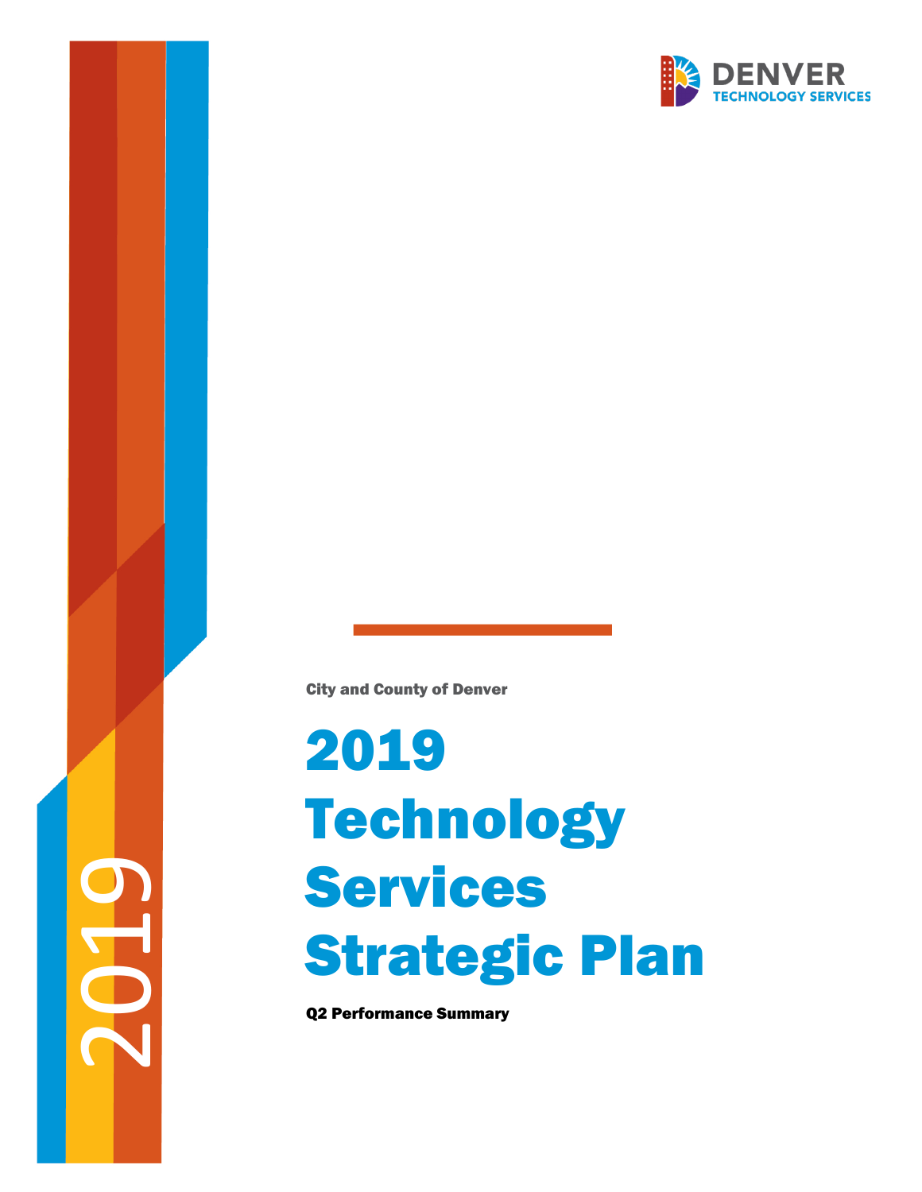DENVER
TECHNOLOGY SERVICES

City and County of Denver

# 2019 Technology Services Strategic Plan

**Q2 Performance Summary**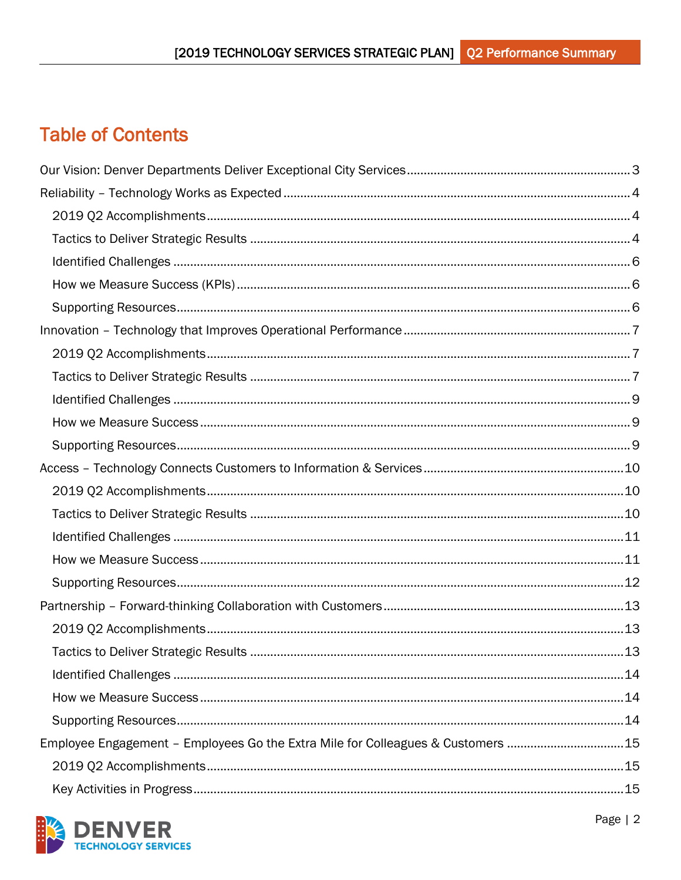# Table of Contents

Our Vision: Denver Departments Deliver Exceptional City Services ........ 3

Reliability – Technology Works as Expected ........ 4

- 2019 Q2 Accomplishments ........ 4
- Tactics to Deliver Strategic Results ........ 4
- Identified Challenges ........ 6
- How we Measure Success (KPIs) ........ 6
- Supporting Resources ........ 6

Innovation – Technology that Improves Operational Performance ........ 7

- 2019 Q2 Accomplishments ........ 7
- Tactics to Deliver Strategic Results ........ 7
- Identified Challenges ........ 9
- How we Measure Success ........ 9
- Supporting Resources ........ 9

Access – Technology Connects Customers to Information & Services ........ 10

- 2019 Q2 Accomplishments ........ 10
- Tactics to Deliver Strategic Results ........ 10
- Identified Challenges ........ 11
- How we Measure Success ........ 11
- Supporting Resources ........ 12

Partnership – Forward-thinking Collaboration with Customers ........ 13

- 2019 Q2 Accomplishments ........ 13
- Tactics to Deliver Strategic Results ........ 13
- Identified Challenges ........ 14
- How we Measure Success ........ 14
- Supporting Resources ........ 14

Employee Engagement – Employees Go the Extra Mile for Colleagues & Customers ........ 15

- 2019 Q2 Accomplishments ........ 15
- Key Activities in Progress ........ 15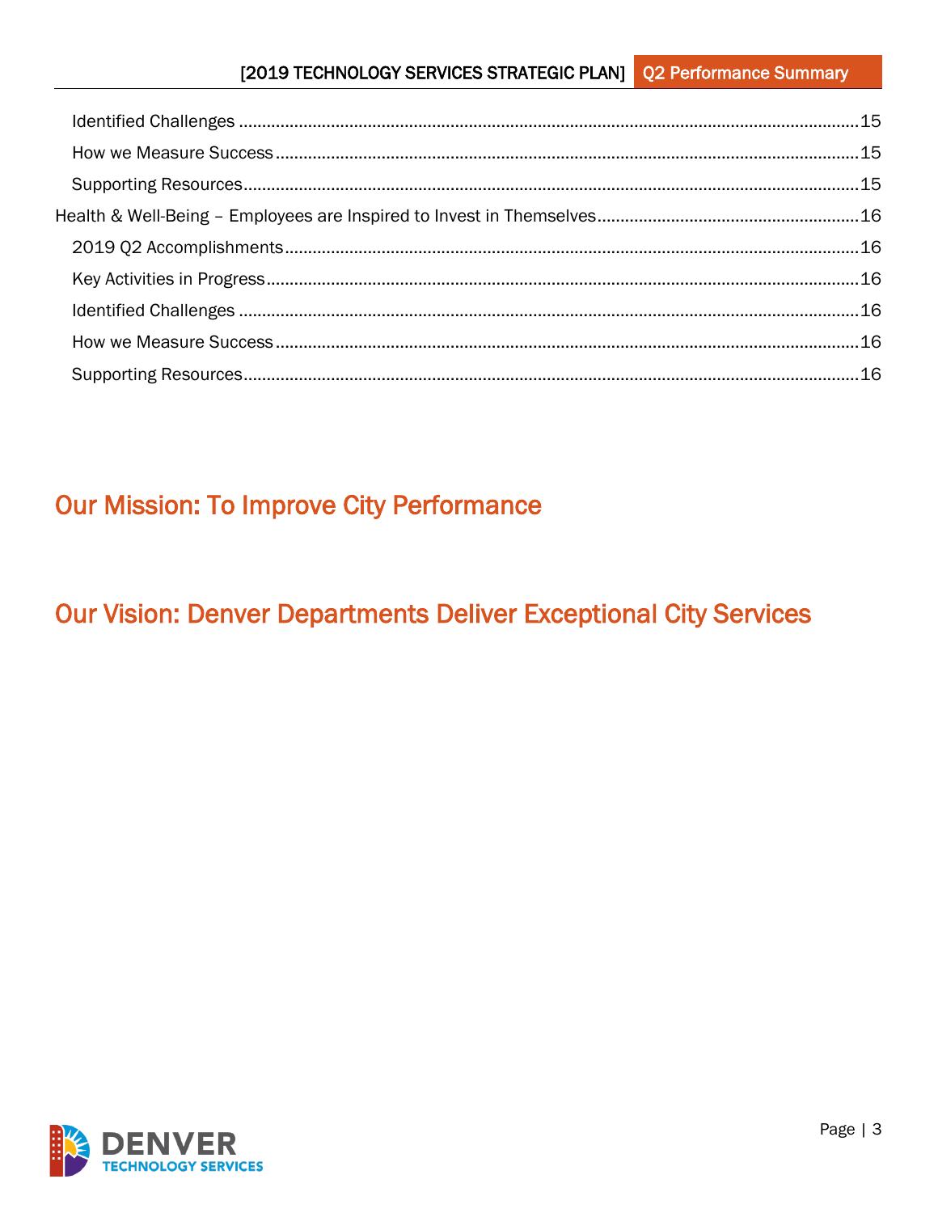Identified Challenges ....................................................................................................................15

How we Measure Success .............................................................................................................15

Supporting Resources ....................................................................................................................15

Health & Well-Being – Employees are Inspired to Invest in Themselves ........................................................16

2019 Q2 Accomplishments ...........................................................................................................16

Key Activities in Progress ..............................................................................................................16

Identified Challenges ....................................................................................................................16

How we Measure Success .............................................................................................................16

Supporting Resources ....................................................................................................................16

# Our Mission: To Improve City Performance

# Our Vision: Denver Departments Deliver Exceptional City Services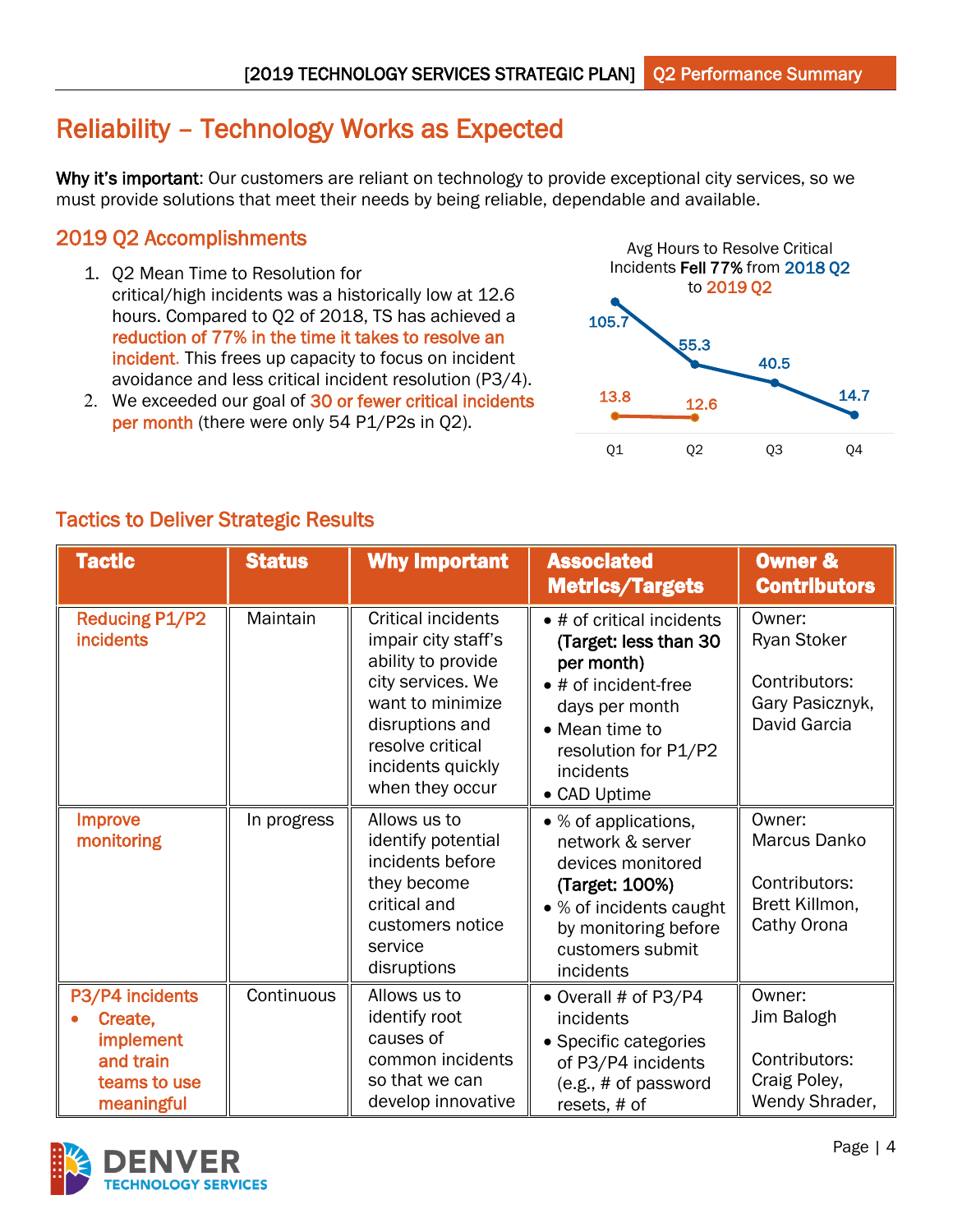# Reliability – Technology Works as Expected

**Why it's important**: Our customers are reliant on technology to provide exceptional city services, so we must provide solutions that meet their needs by being reliable, dependable and available.

## 2019 Q2 Accomplishments

1. Q2 Mean Time to Resolution for critical/high incidents was a historically low at 12.6 hours. Compared to Q2 of 2018, TS has achieved a reduction of 77% in the time it takes to resolve an incident. This frees up capacity to focus on incident avoidance and less critical incident resolution (P3/4).
2. We exceeded our goal of 30 or fewer critical incidents per month (there were only 54 P1/P2s in Q2).

Avg Hours to Resolve Critical Incidents **Fell 77%** from 2018 Q2 to 2019 Q2

| | Q1 | Q2 | Q3 | Q4 |
|---|---|---|---|---|
| 2018 | 105.7 | 55.3 | 40.5 | 14.7 |
| 2019 | 13.8 | 12.6 | | |

## Tactics to Deliver Strategic Results

| Tactic | Status | Why Important | Associated Metrics/Targets | Owner & Contributors |
|---|---|---|---|---|
| Reducing P1/P2 incidents | Maintain | Critical incidents impair city staff's ability to provide city services. We want to minimize disruptions and resolve critical incidents quickly when they occur | • # of critical incidents **(Target: less than 30 per month)**<br>• # of incident-free days per month<br>• Mean time to resolution for P1/P2 incidents<br>• CAD Uptime | Owner: Ryan Stoker<br><br>Contributors: Gary Pasicznyk, David Garcia |
| Improve monitoring | In progress | Allows us to identify potential incidents before they become critical and customers notice service disruptions | • % of applications, network & server devices monitored **(Target: 100%)**<br>• % of incidents caught by monitoring before customers submit incidents | Owner: Marcus Danko<br><br>Contributors: Brett Killmon, Cathy Orona |
| P3/P4 incidents<br>• Create, implement and train teams to use meaningful | Continuous | Allows us to identify root causes of common incidents so that we can develop innovative | • Overall # of P3/P4 incidents<br>• Specific categories of P3/P4 incidents (e.g., # of password resets, # of | Owner: Jim Balogh<br><br>Contributors: Craig Poley, Wendy Shrader, |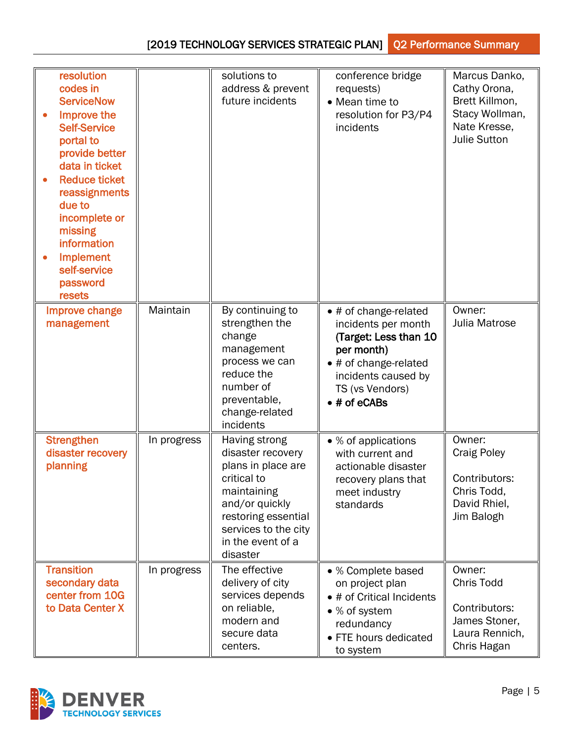| | | | | |
|---|---|---|---|---|
| resolution codes in ServiceNow<br>• Improve the Self-Service portal to provide better data in ticket<br>• Reduce ticket reassignments due to incomplete or missing information<br>• Implement self-service password resets | | solutions to address & prevent future incidents | conference bridge requests)<br>• Mean time to resolution for P3/P4 incidents | Marcus Danko, Cathy Orona, Brett Killmon, Stacy Wollman, Nate Kresse, Julie Sutton |
| Improve change management | Maintain | By continuing to strengthen the change management process we can reduce the number of preventable, change-related incidents | • # of change-related incidents per month **(Target: Less than 10 per month)**<br>• # of change-related incidents caused by TS (vs Vendors)<br>• **# of eCABs** | Owner:<br>Julia Matrose |
| Strengthen disaster recovery planning | In progress | Having strong disaster recovery plans in place are critical to maintaining and/or quickly restoring essential services to the city in the event of a disaster | • % of applications with current and actionable disaster recovery plans that meet industry standards | Owner:<br>Craig Poley<br><br>Contributors:<br>Chris Todd, David Rhiel, Jim Balogh |
| Transition secondary data center from 10G to Data Center X | In progress | The effective delivery of city services depends on reliable, modern and secure data centers. | • % Complete based on project plan<br>• # of Critical Incidents<br>• % of system redundancy<br>• FTE hours dedicated to system | Owner:<br>Chris Todd<br><br>Contributors:<br>James Stoner, Laura Rennich, Chris Hagan |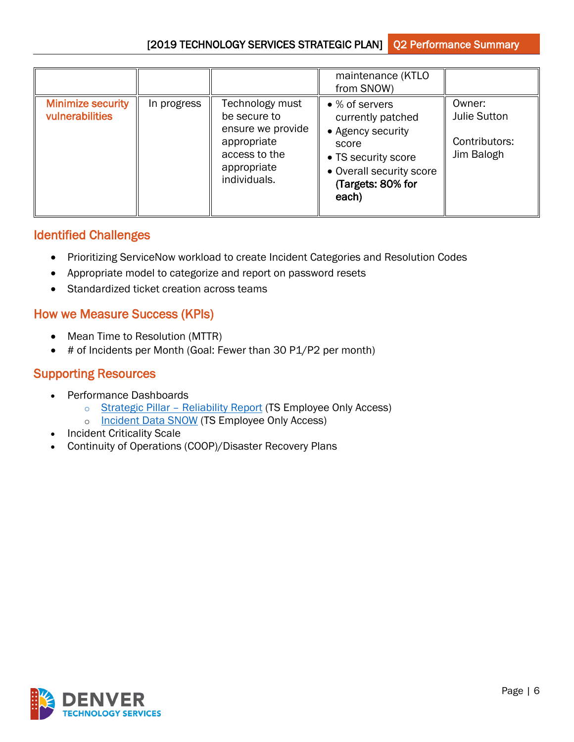| | | | | |
|---|---|---|---|---|
| | | | maintenance (KTLO from SNOW) | |
| Minimize security vulnerabilities | In progress | Technology must be secure to ensure we provide appropriate access to the appropriate individuals. | • % of servers currently patched<br>• Agency security score<br>• TS security score<br>• Overall security score<br>**(Targets: 80% for each)** | Owner: Julie Sutton<br><br>Contributors: Jim Balogh |

## Identified Challenges

- Prioritizing ServiceNow workload to create Incident Categories and Resolution Codes
- Appropriate model to categorize and report on password resets
- Standardized ticket creation across teams

## How we Measure Success (KPIs)

- Mean Time to Resolution (MTTR)
- # of Incidents per Month (Goal: Fewer than 30 P1/P2 per month)

## Supporting Resources

- Performance Dashboards
  - Strategic Pillar – Reliability Report (TS Employee Only Access)
  - Incident Data SNOW (TS Employee Only Access)
- Incident Criticality Scale
- Continuity of Operations (COOP)/Disaster Recovery Plans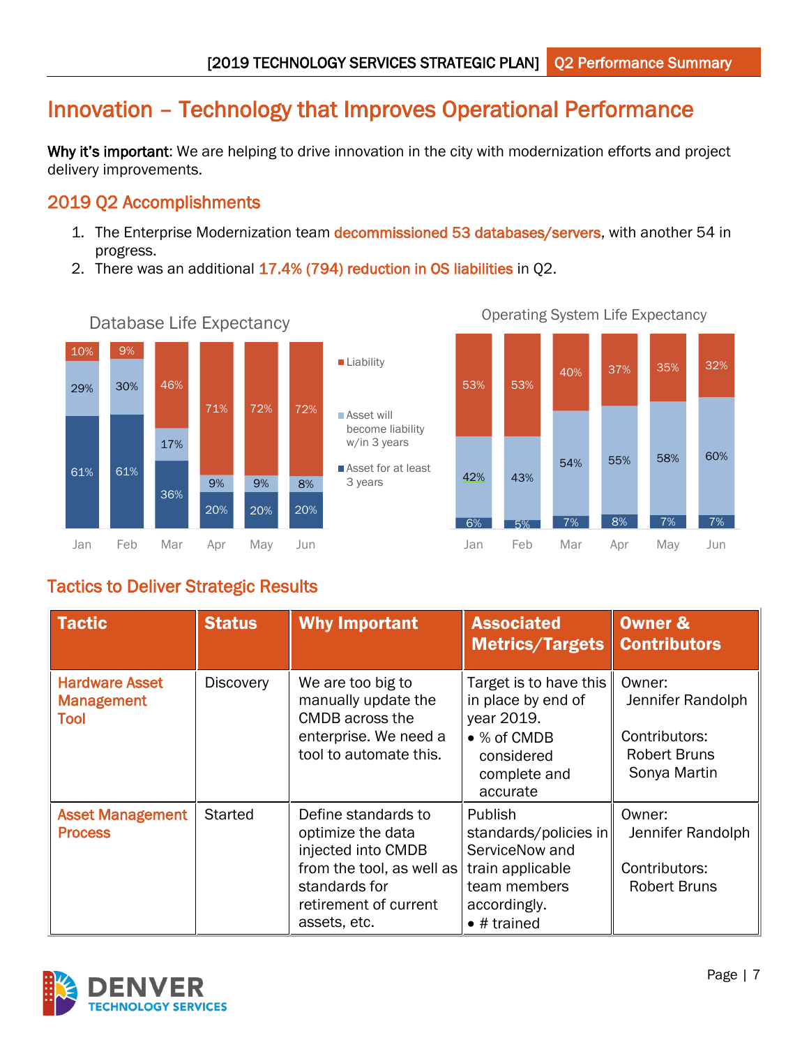# Innovation – Technology that Improves Operational Performance

**Why it's important**: We are helping to drive innovation in the city with modernization efforts and project delivery improvements.

## 2019 Q2 Accomplishments

1. The Enterprise Modernization team decommissioned 53 databases/servers, with another 54 in progress.
2. There was an additional 17.4% (794) reduction in OS liabilities in Q2.

**Database Life Expectancy**

| | Jan | Feb | Mar | Apr | May | Jun |
|---|---|---|---|---|---|---|
| Liability | 10% | 9% | 46% | 71% | 72% | 72% |
| Asset will become liability w/in 3 years | 29% | 30% | 17% | 9% | 9% | 8% |
| Asset for at least 3 years | 61% | 61% | 36% | 20% | 20% | 20% |

**Operating System Life Expectancy**

| | Jan | Feb | Mar | Apr | May | Jun |
|---|---|---|---|---|---|---|
| Liability | 53% | 53% | 40% | 37% | 35% | 32% |
| Asset will become liability w/in 3 years | 42% | 43% | 54% | 55% | 58% | 60% |
| Asset for at least 3 years | 6% | 5% | 7% | 8% | 7% | 7% |

## Tactics to Deliver Strategic Results

| Tactic | Status | Why Important | Associated Metrics/Targets | Owner & Contributors |
|---|---|---|---|---|
| Hardware Asset Management Tool | Discovery | We are too big to manually update the CMDB across the enterprise. We need a tool to automate this. | Target is to have this in place by end of year 2019.<br>• % of CMDB considered complete and accurate | Owner:<br>Jennifer Randolph<br><br>Contributors:<br>Robert Bruns<br>Sonya Martin |
| Asset Management Process | Started | Define standards to optimize the data injected into CMDB from the tool, as well as standards for retirement of current assets, etc. | Publish standards/policies in ServiceNow and train applicable team members accordingly.<br>• # trained | Owner:<br>Jennifer Randolph<br><br>Contributors:<br>Robert Bruns |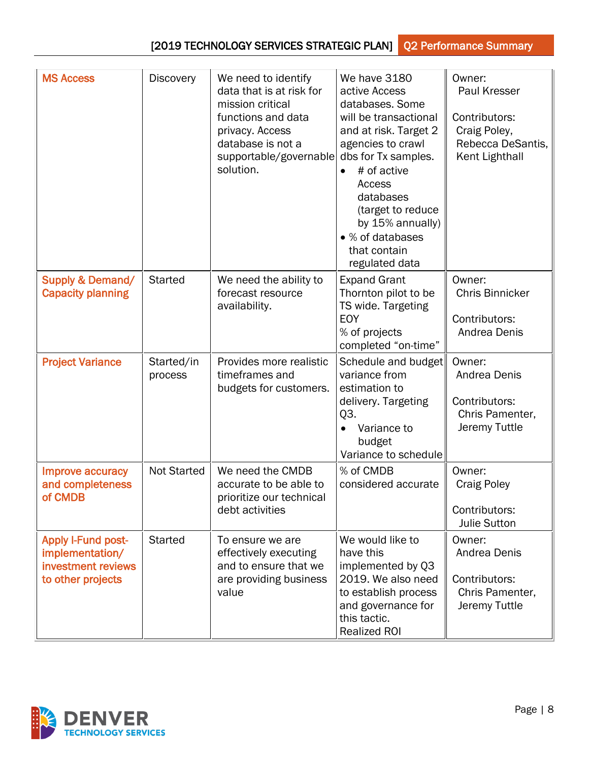| MS Access | Discovery | We need to identify data that is at risk for mission critical functions and data privacy. Access database is not a supportable/governable solution. | We have 3180 active Access databases. Some will be transactional and at risk. Target 2 agencies to crawl dbs for Tx samples.<br>• # of active Access databases (target to reduce by 15% annually)<br>• % of databases that contain regulated data | Owner: Paul Kresser<br><br>Contributors: Craig Poley, Rebecca DeSantis, Kent Lighthall |
|---|---|---|---|---|
| Supply & Demand/ Capacity planning | Started | We need the ability to forecast resource availability. | Expand Grant Thornton pilot to be TS wide. Targeting EOY<br>% of projects completed "on-time" | Owner: Chris Binnicker<br><br>Contributors: Andrea Denis |
| Project Variance | Started/in process | Provides more realistic timeframes and budgets for customers. | Schedule and budget variance from estimation to delivery. Targeting Q3.<br>• Variance to budget<br>Variance to schedule | Owner: Andrea Denis<br><br>Contributors: Chris Pamenter, Jeremy Tuttle |
| Improve accuracy and completeness of CMDB | Not Started | We need the CMDB accurate to be able to prioritize our technical debt activities | % of CMDB considered accurate | Owner: Craig Poley<br><br>Contributors: Julie Sutton |
| Apply I-Fund post-implementation/ investment reviews to other projects | Started | To ensure we are effectively executing and to ensure that we are providing business value | We would like to have this implemented by Q3 2019. We also need to establish process and governance for this tactic.<br>Realized ROI | Owner: Andrea Denis<br><br>Contributors: Chris Pamenter, Jeremy Tuttle |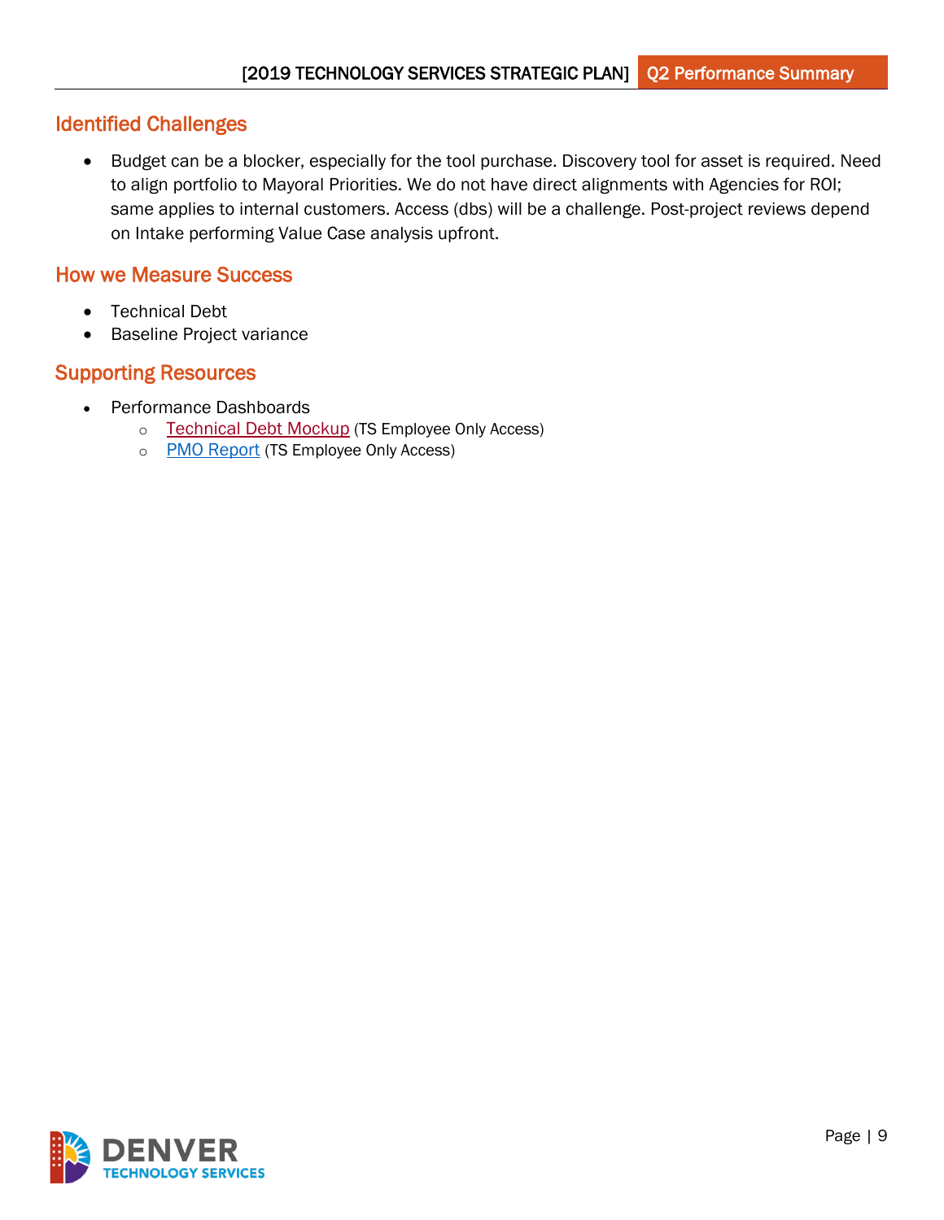## Identified Challenges

- Budget can be a blocker, especially for the tool purchase. Discovery tool for asset is required. Need to align portfolio to Mayoral Priorities. We do not have direct alignments with Agencies for ROI; same applies to internal customers. Access (dbs) will be a challenge. Post-project reviews depend on Intake performing Value Case analysis upfront.

## How we Measure Success

- Technical Debt
- Baseline Project variance

## Supporting Resources

- Performance Dashboards
  - Technical Debt Mockup (TS Employee Only Access)
  - PMO Report (TS Employee Only Access)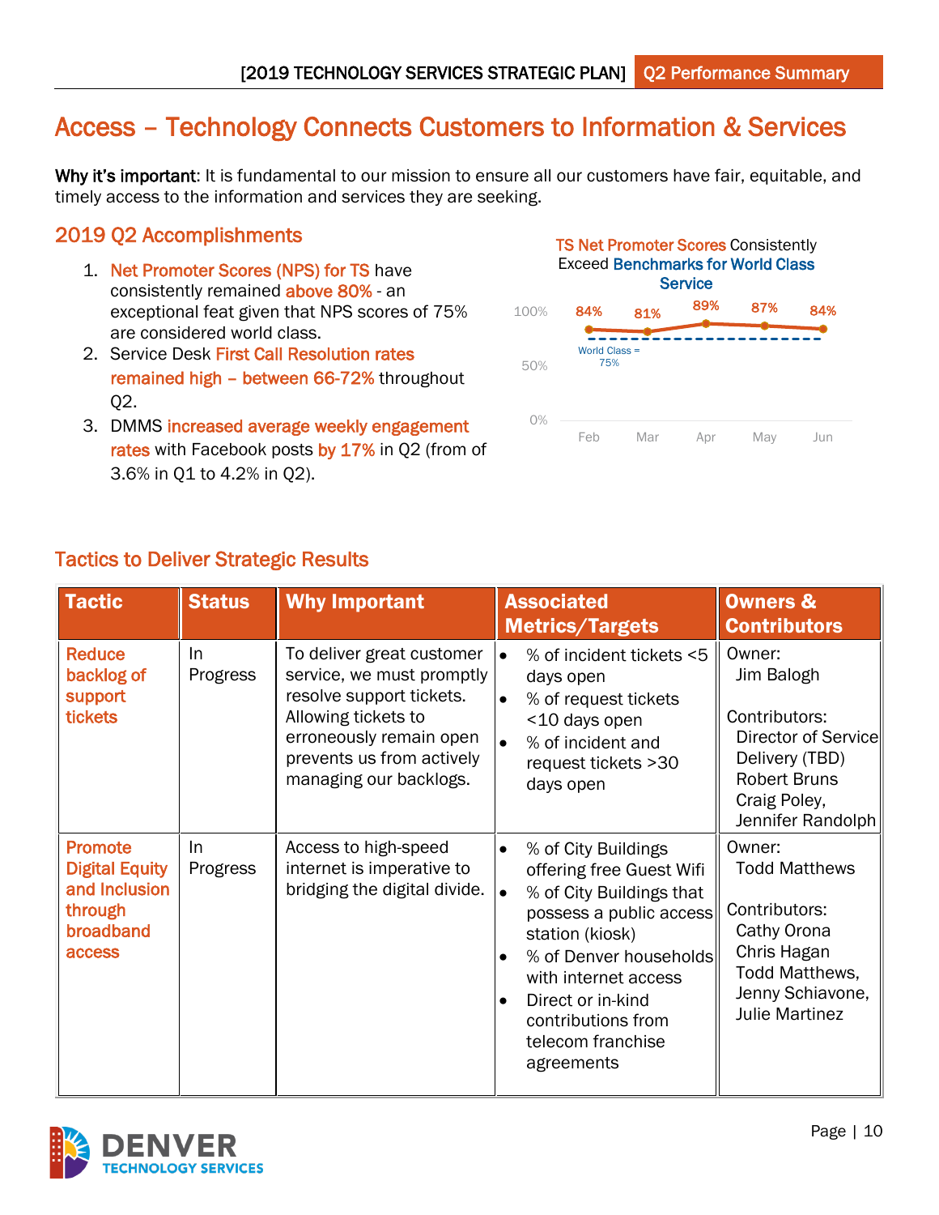# Access – Technology Connects Customers to Information & Services

**Why it's important**: It is fundamental to our mission to ensure all our customers have fair, equitable, and timely access to the information and services they are seeking.

## 2019 Q2 Accomplishments

1. Net Promoter Scores (NPS) for TS have consistently remained above 80% - an exceptional feat given that NPS scores of 75% are considered world class.
2. Service Desk First Call Resolution rates remained high – between 66-72% throughout Q2.
3. DMMS increased average weekly engagement rates with Facebook posts by 17% in Q2 (from of 3.6% in Q1 to 4.2% in Q2).

**TS Net Promoter Scores Consistently Exceed Benchmarks for World Class Service**

| Month | NPS |
|---|---|
| Feb | 84% |
| Mar | 81% |
| Apr | 89% |
| May | 87% |
| Jun | 84% |

World Class = 75%

## Tactics to Deliver Strategic Results

| Tactic | Status | Why Important | Associated Metrics/Targets | Owners & Contributors |
|---|---|---|---|---|
| Reduce backlog of support tickets | In Progress | To deliver great customer service, we must promptly resolve support tickets. Allowing tickets to erroneously remain open prevents us from actively managing our backlogs. | • % of incident tickets <5 days open<br>• % of request tickets <10 days open<br>• % of incident and request tickets >30 days open | Owner: Jim Balogh<br><br>Contributors: Director of Service Delivery (TBD) Robert Bruns Craig Poley, Jennifer Randolph |
| Promote Digital Equity and Inclusion through broadband access | In Progress | Access to high-speed internet is imperative to bridging the digital divide. | • % of City Buildings offering free Guest Wifi<br>• % of City Buildings that possess a public access station (kiosk)<br>• % of Denver households with internet access<br>• Direct or in-kind contributions from telecom franchise agreements | Owner: Todd Matthews<br><br>Contributors: Cathy Orona Chris Hagan Todd Matthews, Jenny Schiavone, Julie Martinez |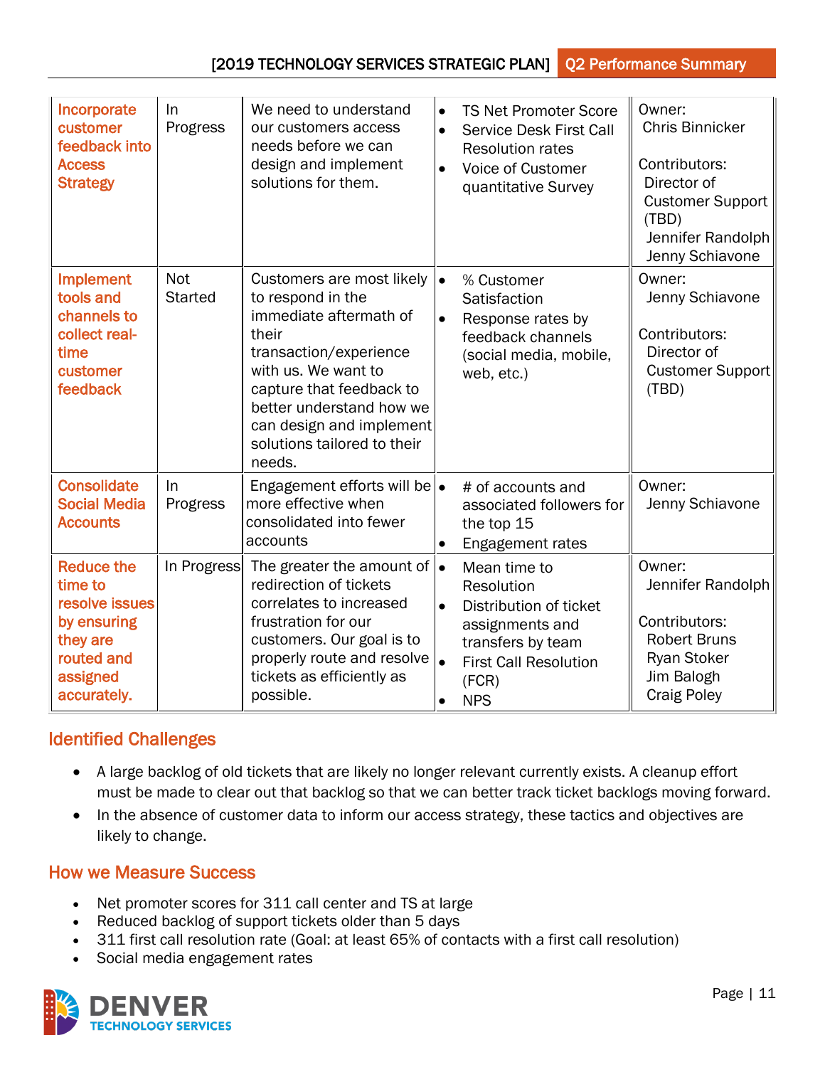| | | | | |
|---|---|---|---|---|
| **Incorporate customer feedback into Access Strategy** | In Progress | We need to understand our customers access needs before we can design and implement solutions for them. | • TS Net Promoter Score<br>• Service Desk First Call Resolution rates<br>• Voice of Customer quantitative Survey | Owner:<br>Chris Binnicker<br><br>Contributors:<br>Director of Customer Support (TBD)<br>Jennifer Randolph<br>Jenny Schiavone |
| **Implement tools and channels to collect real-time customer feedback** | Not Started | Customers are most likely to respond in the immediate aftermath of their transaction/experience with us. We want to capture that feedback to better understand how we can design and implement solutions tailored to their needs. | • % Customer Satisfaction<br>• Response rates by feedback channels (social media, mobile, web, etc.) | Owner:<br>Jenny Schiavone<br><br>Contributors:<br>Director of Customer Support (TBD) |
| **Consolidate Social Media Accounts** | In Progress | Engagement efforts will be more effective when consolidated into fewer accounts | • # of accounts and associated followers for the top 15<br>• Engagement rates | Owner:<br>Jenny Schiavone |
| **Reduce the time to resolve issues by ensuring they are routed and assigned accurately.** | In Progress | The greater the amount of redirection of tickets correlates to increased frustration for our customers. Our goal is to properly route and resolve tickets as efficiently as possible. | • Mean time to Resolution<br>• Distribution of ticket assignments and transfers by team<br>• First Call Resolution (FCR)<br>• NPS | Owner:<br>Jennifer Randolph<br><br>Contributors:<br>Robert Bruns<br>Ryan Stoker<br>Jim Balogh<br>Craig Poley |

## Identified Challenges

- A large backlog of old tickets that are likely no longer relevant currently exists. A cleanup effort must be made to clear out that backlog so that we can better track ticket backlogs moving forward.
- In the absence of customer data to inform our access strategy, these tactics and objectives are likely to change.

## How we Measure Success

- Net promoter scores for 311 call center and TS at large
- Reduced backlog of support tickets older than 5 days
- 311 first call resolution rate (Goal: at least 65% of contacts with a first call resolution)
- Social media engagement rates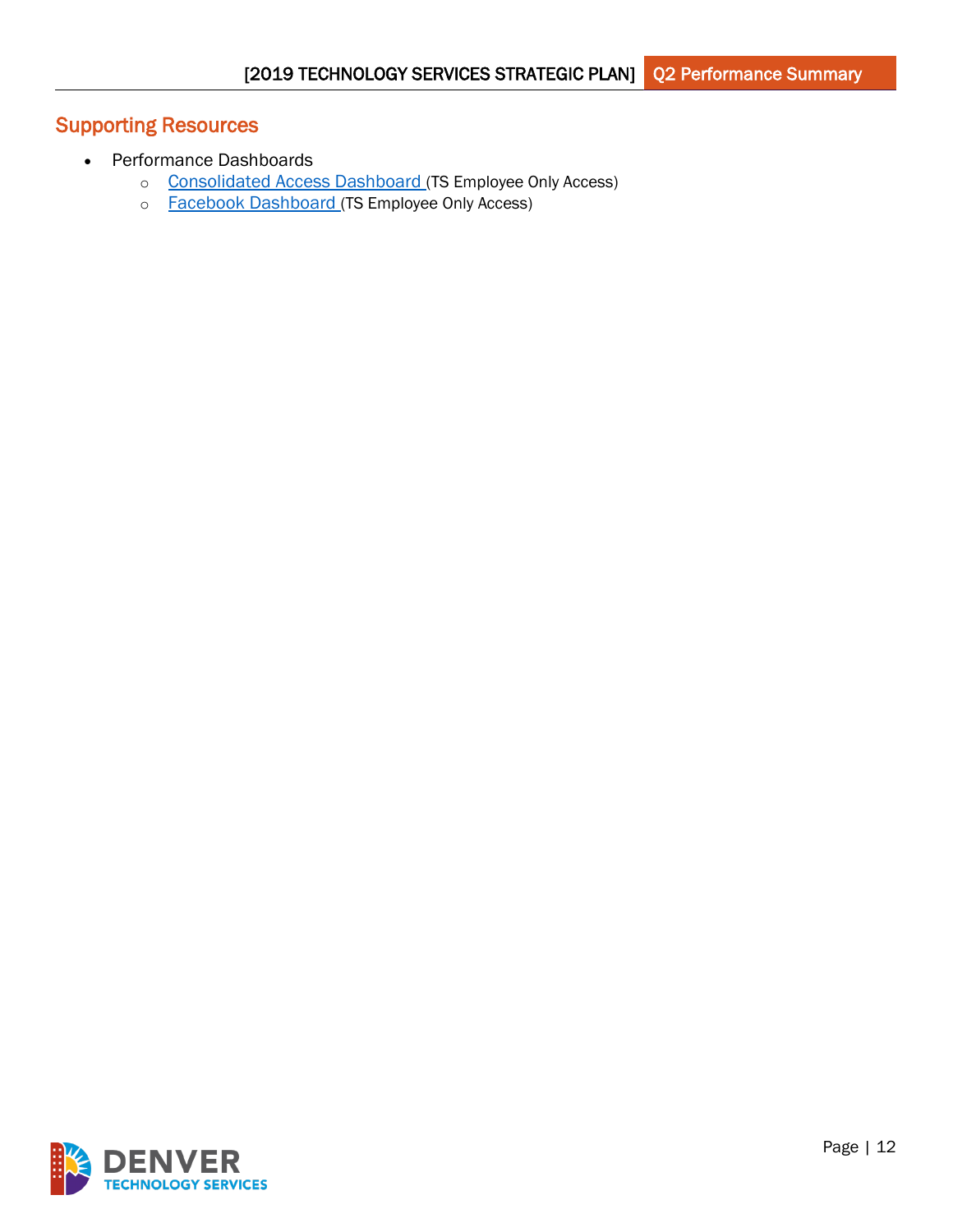## Supporting Resources

- Performance Dashboards
  - Consolidated Access Dashboard (TS Employee Only Access)
  - Facebook Dashboard (TS Employee Only Access)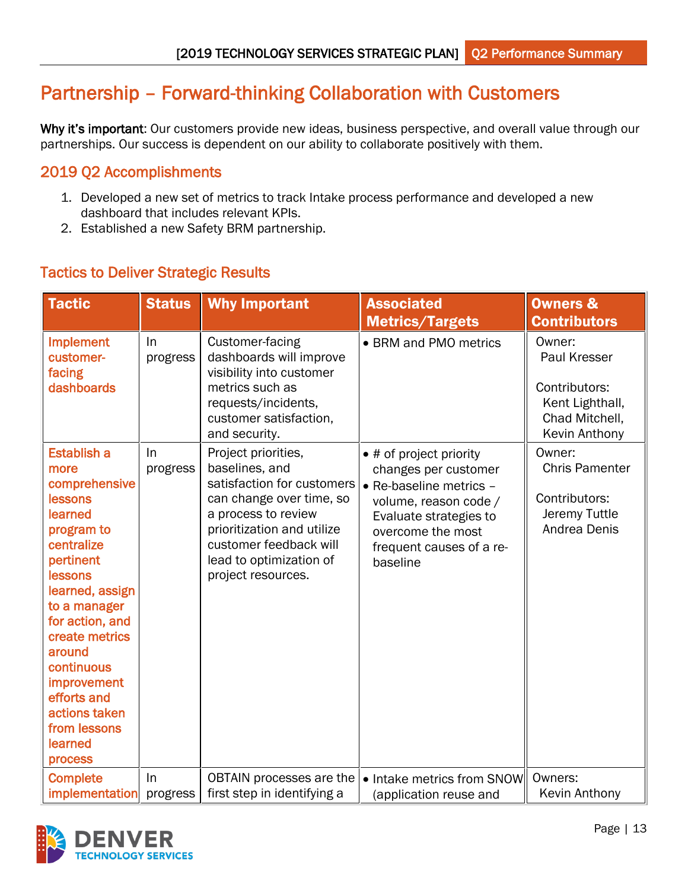# Partnership – Forward-thinking Collaboration with Customers

**Why it's important**: Our customers provide new ideas, business perspective, and overall value through our partnerships. Our success is dependent on our ability to collaborate positively with them.

## 2019 Q2 Accomplishments

1. Developed a new set of metrics to track Intake process performance and developed a new dashboard that includes relevant KPIs.
2. Established a new Safety BRM partnership.

## Tactics to Deliver Strategic Results

| Tactic | Status | Why Important | Associated Metrics/Targets | Owners & Contributors |
|---|---|---|---|---|
| Implement customer-facing dashboards | In progress | Customer-facing dashboards will improve visibility into customer metrics such as requests/incidents, customer satisfaction, and security. | • BRM and PMO metrics | Owner: Paul Kresser<br><br>Contributors: Kent Lighthall, Chad Mitchell, Kevin Anthony |
| Establish a more comprehensive lessons learned program to centralize pertinent lessons learned, assign to a manager for action, and create metrics around continuous improvement efforts and actions taken from lessons learned process | In progress | Project priorities, baselines, and satisfaction for customers can change over time, so a process to review prioritization and utilize customer feedback will lead to optimization of project resources. | • # of project priority changes per customer<br>• Re-baseline metrics – volume, reason code / Evaluate strategies to overcome the most frequent causes of a re-baseline | Owner: Chris Pamenter<br><br>Contributors: Jeremy Tuttle Andrea Denis |
| Complete implementation | In progress | OBTAIN processes are the first step in identifying a | • Intake metrics from SNOW (application reuse and | Owners: Kevin Anthony |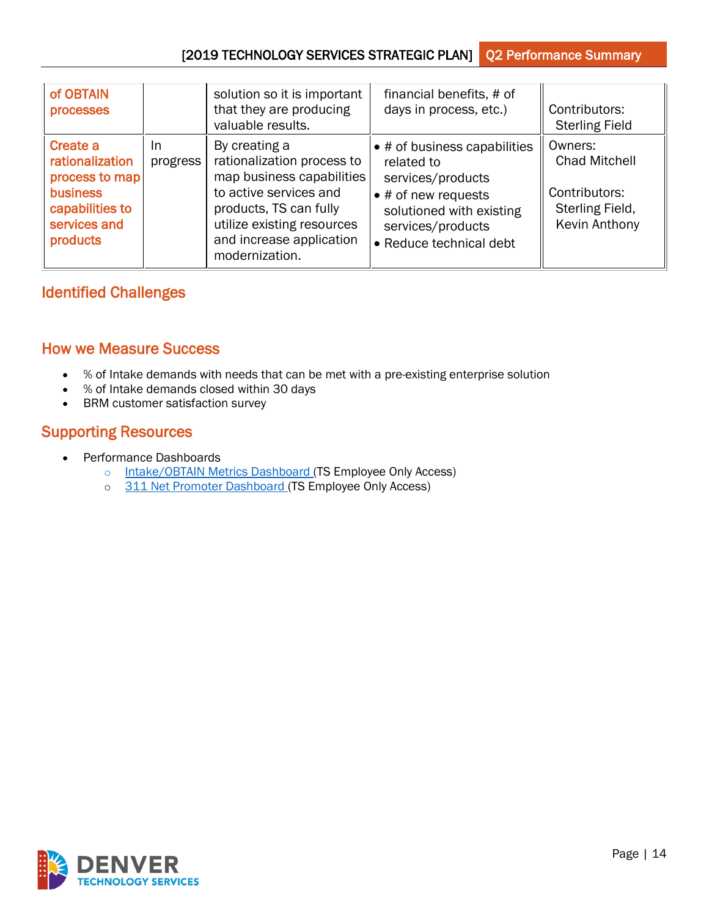| of OBTAIN processes | | solution so it is important that they are producing valuable results. | financial benefits, # of days in process, etc.) | Contributors: Sterling Field |
|---|---|---|---|---|
| **Create a rationalization process to map business capabilities to services and products** | In progress | By creating a rationalization process to map business capabilities to active services and products, TS can fully utilize existing resources and increase application modernization. | • # of business capabilities related to services/products<br>• # of new requests solutioned with existing services/products<br>• Reduce technical debt | Owners: Chad Mitchell<br><br>Contributors: Sterling Field, Kevin Anthony |

## Identified Challenges

## How we Measure Success

- % of Intake demands with needs that can be met with a pre-existing enterprise solution
- % of Intake demands closed within 30 days
- BRM customer satisfaction survey

## Supporting Resources

- Performance Dashboards
  - Intake/OBTAIN Metrics Dashboard (TS Employee Only Access)
  - 311 Net Promoter Dashboard (TS Employee Only Access)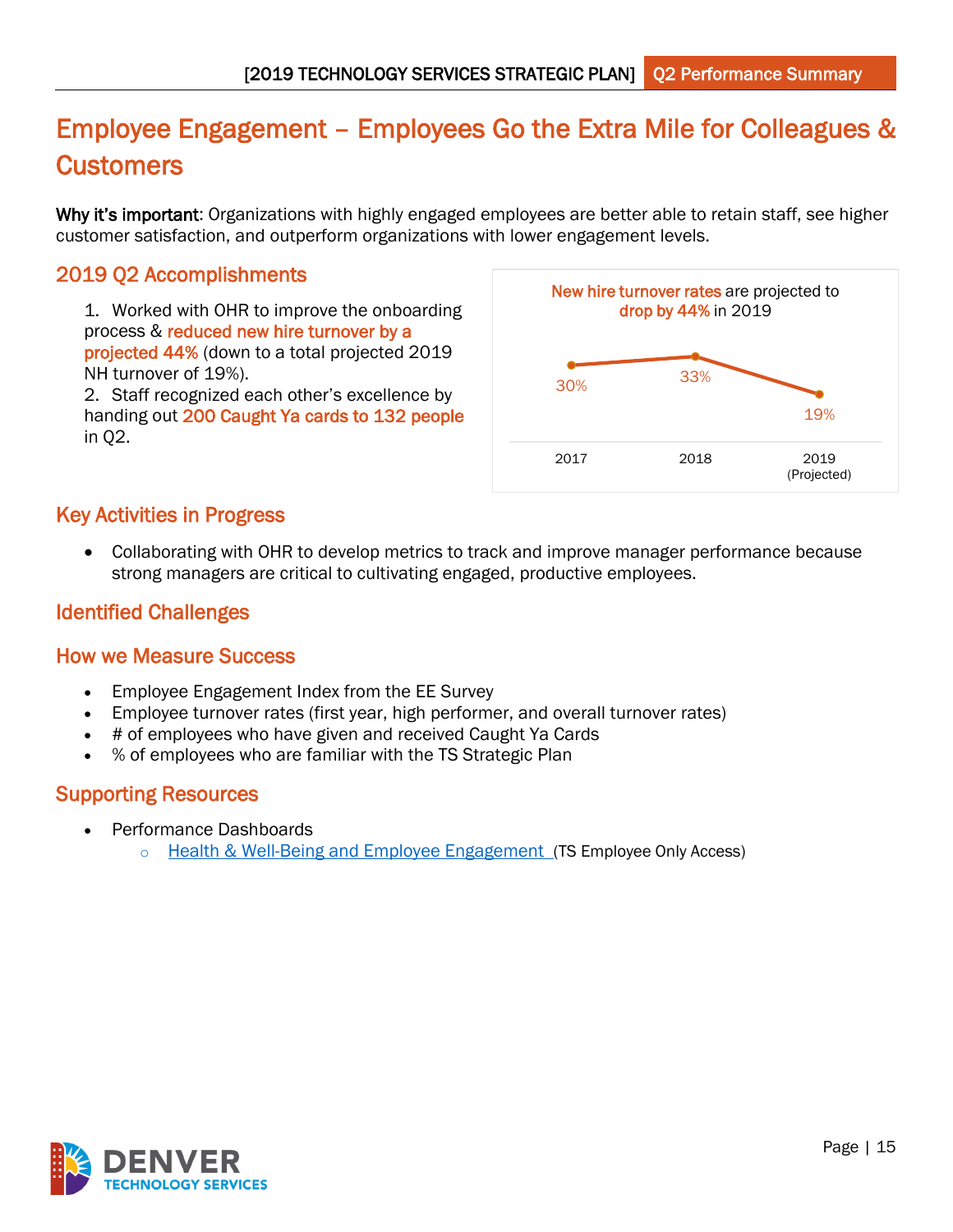# Employee Engagement – Employees Go the Extra Mile for Colleagues & Customers

**Why it's important**: Organizations with highly engaged employees are better able to retain staff, see higher customer satisfaction, and outperform organizations with lower engagement levels.

## 2019 Q2 Accomplishments

1. Worked with OHR to improve the onboarding process & reduced new hire turnover by a projected 44% (down to a total projected 2019 NH turnover of 19%).
2. Staff recognized each other's excellence by handing out 200 Caught Ya cards to 132 people in Q2.

New hire turnover rates are projected to drop by 44% in 2019

| Year | New hire turnover rate |
|---|---|
| 2017 | 30% |
| 2018 | 33% |
| 2019 (Projected) | 19% |

## Key Activities in Progress

- Collaborating with OHR to develop metrics to track and improve manager performance because strong managers are critical to cultivating engaged, productive employees.

## Identified Challenges

## How we Measure Success

- Employee Engagement Index from the EE Survey
- Employee turnover rates (first year, high performer, and overall turnover rates)
- # of employees who have given and received Caught Ya Cards
- % of employees who are familiar with the TS Strategic Plan

## Supporting Resources

- Performance Dashboards
  - Health & Well-Being and Employee Engagement (TS Employee Only Access)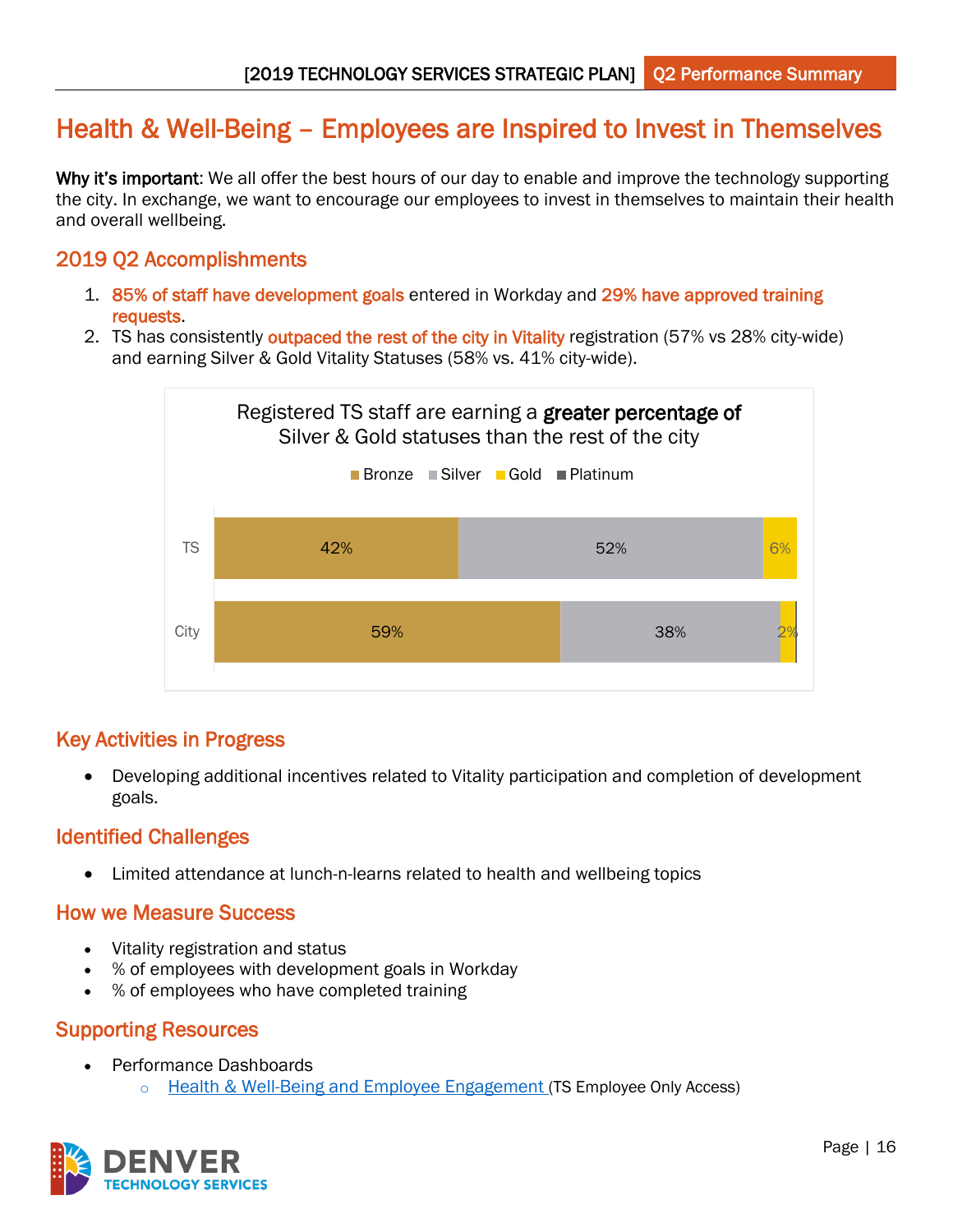# Health & Well-Being – Employees are Inspired to Invest in Themselves

**Why it's important**: We all offer the best hours of our day to enable and improve the technology supporting the city. In exchange, we want to encourage our employees to invest in themselves to maintain their health and overall wellbeing.

## 2019 Q2 Accomplishments

1. 85% of staff have development goals entered in Workday and 29% have approved training requests.
2. TS has consistently outpaced the rest of the city in Vitality registration (57% vs 28% city-wide) and earning Silver & Gold Vitality Statuses (58% vs. 41% city-wide).

Registered TS staff are earning a **greater percentage of** Silver & Gold statuses than the rest of the city

Bronze
Silver
Gold
Platinum

TS
42%
52%
6%

City
59%
38%
2%

## Key Activities in Progress

- Developing additional incentives related to Vitality participation and completion of development goals.

## Identified Challenges

- Limited attendance at lunch-n-learns related to health and wellbeing topics

## How we Measure Success

- Vitality registration and status
- % of employees with development goals in Workday
- % of employees who have completed training

## Supporting Resources

- Performance Dashboards
  - Health & Well-Being and Employee Engagement (TS Employee Only Access)

DENVER
TECHNOLOGY SERVICES